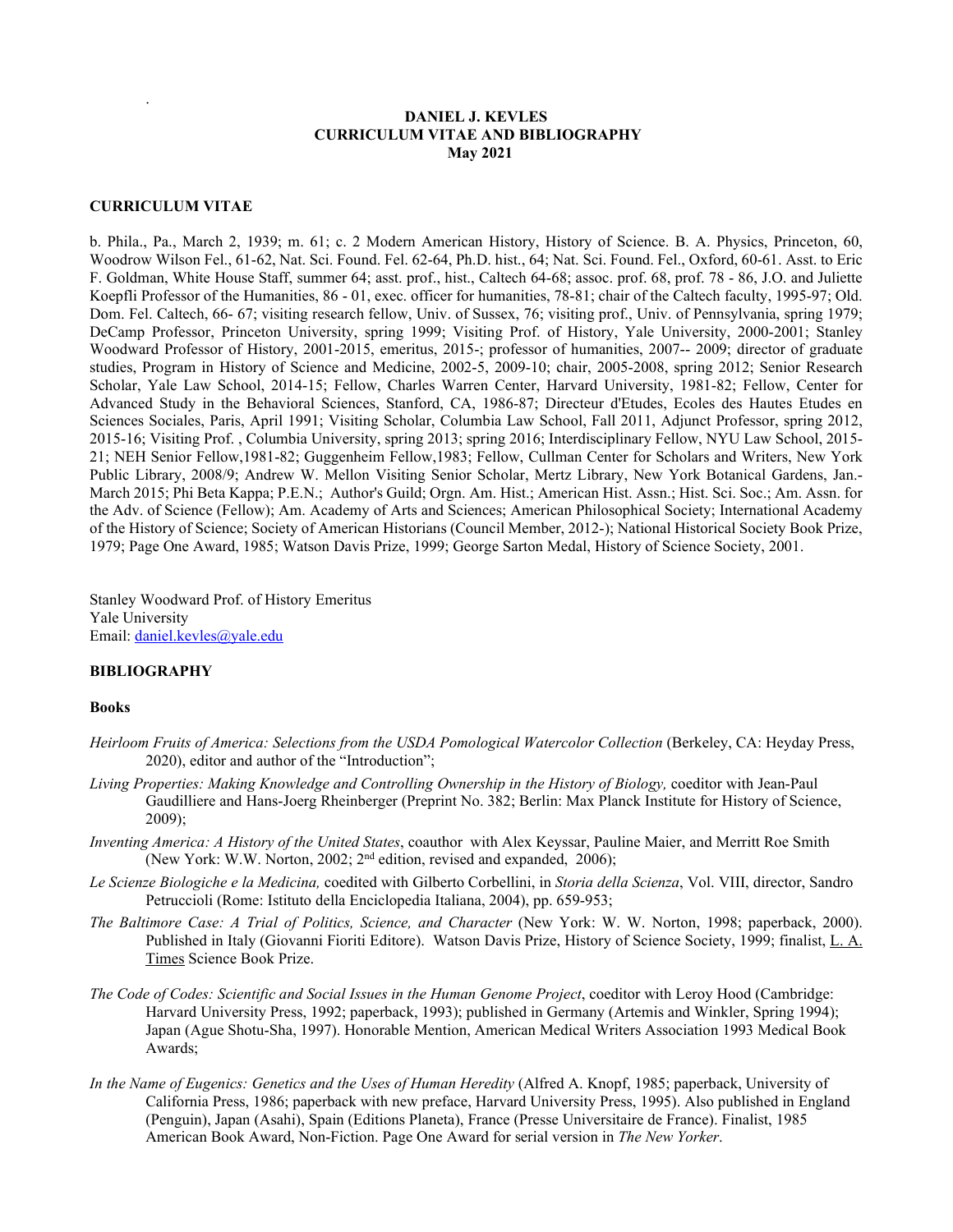**DANIEL J. KEVLES**
**CURRICULUM VITAE AND BIBLIOGRAPHY**
**May 2021**

## CURRICULUM VITAE

b. Phila., Pa., March 2, 1939; m. 61; c. 2 Modern American History, History of Science. B. A. Physics, Princeton, 60, Woodrow Wilson Fel., 61-62, Nat. Sci. Found. Fel. 62-64, Ph.D. hist., 64; Nat. Sci. Found. Fel., Oxford, 60-61. Asst. to Eric F. Goldman, White House Staff, summer 64; asst. prof., hist., Caltech 64-68; assoc. prof. 68, prof. 78 - 86, J.O. and Juliette Koepfli Professor of the Humanities, 86 - 01, exec. officer for humanities, 78-81; chair of the Caltech faculty, 1995-97; Old. Dom. Fel. Caltech, 66- 67; visiting research fellow, Univ. of Sussex, 76; visiting prof., Univ. of Pennsylvania, spring 1979; DeCamp Professor, Princeton University, spring 1999; Visiting Prof. of History, Yale University, 2000-2001; Stanley Woodward Professor of History, 2001-2015, emeritus, 2015-; professor of humanities, 2007-- 2009; director of graduate studies, Program in History of Science and Medicine, 2002-5, 2009-10; chair, 2005-2008, spring 2012; Senior Research Scholar, Yale Law School, 2014-15; Fellow, Charles Warren Center, Harvard University, 1981-82; Fellow, Center for Advanced Study in the Behavioral Sciences, Stanford, CA, 1986-87; Directeur d'Etudes, Ecoles des Hautes Etudes en Sciences Sociales, Paris, April 1991; Visiting Scholar, Columbia Law School, Fall 2011, Adjunct Professor, spring 2012, 2015-16; Visiting Prof. , Columbia University, spring 2013; spring 2016; Interdisciplinary Fellow, NYU Law School, 2015-21; NEH Senior Fellow,1981-82; Guggenheim Fellow,1983; Fellow, Cullman Center for Scholars and Writers, New York Public Library, 2008/9; Andrew W. Mellon Visiting Senior Scholar, Mertz Library, New York Botanical Gardens, Jan.-March 2015; Phi Beta Kappa; P.E.N.; Author's Guild; Orgn. Am. Hist.; American Hist. Assn.; Hist. Sci. Soc.; Am. Assn. for the Adv. of Science (Fellow); Am. Academy of Arts and Sciences; American Philosophical Society; International Academy of the History of Science; Society of American Historians (Council Member, 2012-); National Historical Society Book Prize, 1979; Page One Award, 1985; Watson Davis Prize, 1999; George Sarton Medal, History of Science Society, 2001.

Stanley Woodward Prof. of History Emeritus
Yale University
Email: daniel.kevles@yale.edu

## BIBLIOGRAPHY

### Books

*Heirloom Fruits of America: Selections from the USDA Pomological Watercolor Collection* (Berkeley, CA: Heyday Press, 2020), editor and author of the "Introduction";

*Living Properties: Making Knowledge and Controlling Ownership in the History of Biology,* coeditor with Jean-Paul Gaudilliere and Hans-Joerg Rheinberger (Preprint No. 382; Berlin: Max Planck Institute for History of Science, 2009);

*Inventing America: A History of the United States*, coauthor with Alex Keyssar, Pauline Maier, and Merritt Roe Smith (New York: W.W. Norton, 2002; 2nd edition, revised and expanded, 2006);

*Le Scienze Biologiche e la Medicina,* coedited with Gilberto Corbellini, in *Storia della Scienza*, Vol. VIII, director, Sandro Petruccioli (Rome: Istituto della Enciclopedia Italiana, 2004), pp. 659-953;

*The Baltimore Case: A Trial of Politics, Science, and Character* (New York: W. W. Norton, 1998; paperback, 2000). Published in Italy (Giovanni Fioriti Editore). Watson Davis Prize, History of Science Society, 1999; finalist, L. A. Times Science Book Prize.

*The Code of Codes: Scientific and Social Issues in the Human Genome Project*, coeditor with Leroy Hood (Cambridge: Harvard University Press, 1992; paperback, 1993); published in Germany (Artemis and Winkler, Spring 1994); Japan (Ague Shotu-Sha, 1997). Honorable Mention, American Medical Writers Association 1993 Medical Book Awards;

*In the Name of Eugenics: Genetics and the Uses of Human Heredity* (Alfred A. Knopf, 1985; paperback, University of California Press, 1986; paperback with new preface, Harvard University Press, 1995). Also published in England (Penguin), Japan (Asahi), Spain (Editions Planeta), France (Presse Universitaire de France). Finalist, 1985 American Book Award, Non-Fiction. Page One Award for serial version in *The New Yorker*.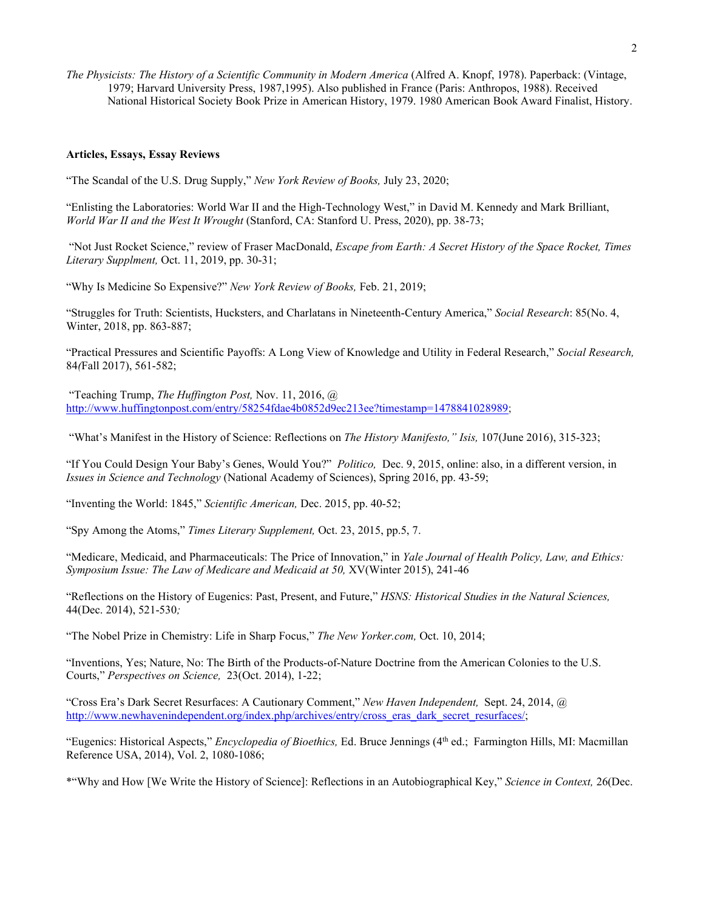*The Physicists: The History of a Scientific Community in Modern America* (Alfred A. Knopf, 1978). Paperback: (Vintage, 1979; Harvard University Press, 1987,1995). Also published in France (Paris: Anthropos, 1988). Received National Historical Society Book Prize in American History, 1979. 1980 American Book Award Finalist, History.

**Articles, Essays, Essay Reviews**

"The Scandal of the U.S. Drug Supply," *New York Review of Books,* July 23, 2020;

"Enlisting the Laboratories: World War II and the High-Technology West," in David M. Kennedy and Mark Brilliant, *World War II and the West It Wrought* (Stanford, CA: Stanford U. Press, 2020), pp. 38-73;

"Not Just Rocket Science," review of Fraser MacDonald, *Escape from Earth: A Secret History of the Space Rocket, Times Literary Supplment,* Oct. 11, 2019, pp. 30-31;

"Why Is Medicine So Expensive?" *New York Review of Books,* Feb. 21, 2019;

"Struggles for Truth: Scientists, Hucksters, and Charlatans in Nineteenth-Century America," *Social Research*: 85(No. 4, Winter, 2018, pp. 863-887;

"Practical Pressures and Scientific Payoffs: A Long View of Knowledge and Utility in Federal Research," *Social Research,* 84*(*Fall 2017), 561-582;

"Teaching Trump, *The Huffington Post,* Nov. 11, 2016, @ http://www.huffingtonpost.com/entry/58254fdae4b0852d9ec213ee?timestamp=1478841028989;

"What's Manifest in the History of Science: Reflections on *The History Manifesto," Isis,* 107(June 2016), 315-323;

"If You Could Design Your Baby's Genes, Would You?" *Politico,* Dec. 9, 2015, online: also, in a different version, in *Issues in Science and Technology* (National Academy of Sciences), Spring 2016, pp. 43-59;

"Inventing the World: 1845," *Scientific American,* Dec. 2015, pp. 40-52;

"Spy Among the Atoms," *Times Literary Supplement,* Oct. 23, 2015, pp.5, 7.

"Medicare, Medicaid, and Pharmaceuticals: The Price of Innovation," in *Yale Journal of Health Policy, Law, and Ethics: Symposium Issue: The Law of Medicare and Medicaid at 50,* XV(Winter 2015), 241-46

"Reflections on the History of Eugenics: Past, Present, and Future," *HSNS: Historical Studies in the Natural Sciences,* 44(Dec. 2014), 521-530*;*

"The Nobel Prize in Chemistry: Life in Sharp Focus," *The New Yorker.com,* Oct. 10, 2014;

"Inventions, Yes; Nature, No: The Birth of the Products-of-Nature Doctrine from the American Colonies to the U.S. Courts," *Perspectives on Science,* 23(Oct. 2014), 1-22;

"Cross Era's Dark Secret Resurfaces: A Cautionary Comment," *New Haven Independent,* Sept. 24, 2014, @ http://www.newhavenindependent.org/index.php/archives/entry/cross_eras_dark_secret_resurfaces/;

"Eugenics: Historical Aspects," *Encyclopedia of Bioethics,* Ed. Bruce Jennings (4th ed.; Farmington Hills, MI: Macmillan Reference USA, 2014), Vol. 2, 1080-1086;

*"Why and How [We Write the History of Science]: Reflections in an Autobiographical Key," *Science in Context,* 26(Dec.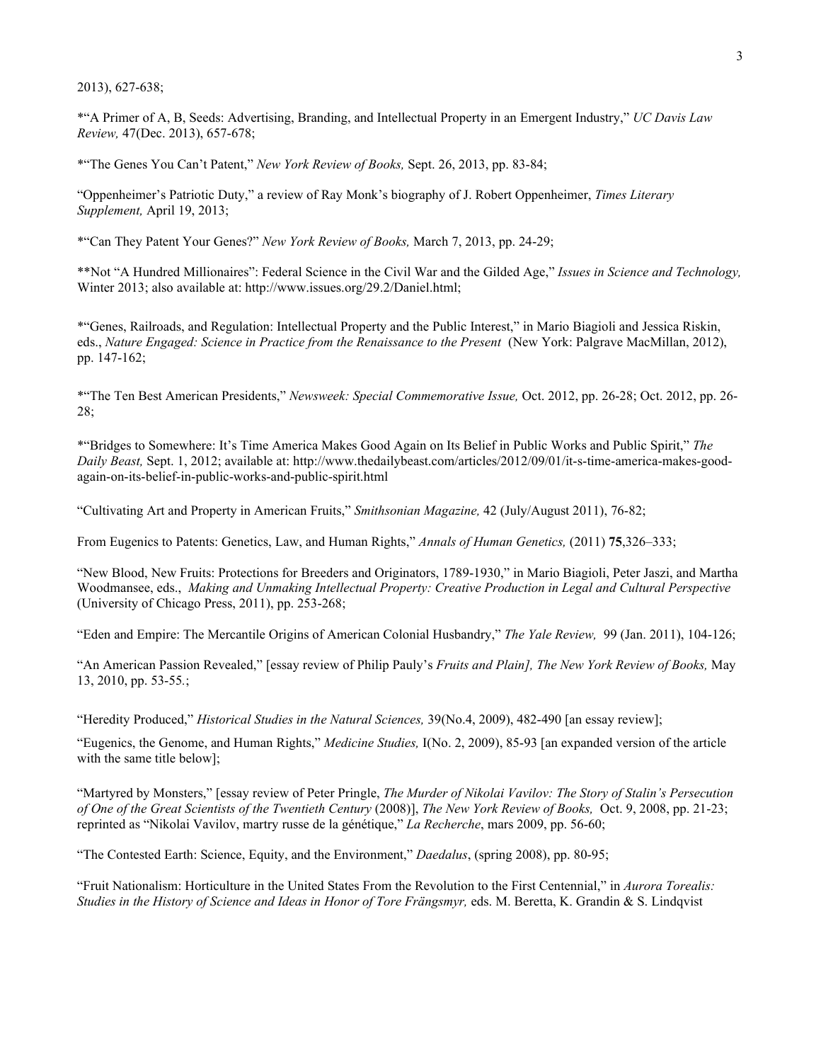2013), 627-638;

*"A Primer of A, B, Seeds: Advertising, Branding, and Intellectual Property in an Emergent Industry," *UC Davis Law Review,* 47(Dec. 2013), 657-678;

*"The Genes You Can't Patent," *New York Review of Books,* Sept. 26, 2013, pp. 83-84;

"Oppenheimer's Patriotic Duty," a review of Ray Monk's biography of J. Robert Oppenheimer, *Times Literary Supplement,* April 19, 2013;

*"Can They Patent Your Genes?" *New York Review of Books,* March 7, 2013, pp. 24-29;

**Not "A Hundred Millionaires": Federal Science in the Civil War and the Gilded Age," *Issues in Science and Technology,* Winter 2013; also available at: http://www.issues.org/29.2/Daniel.html;

*"Genes, Railroads, and Regulation: Intellectual Property and the Public Interest," in Mario Biagioli and Jessica Riskin, eds., *Nature Engaged: Science in Practice from the Renaissance to the Present* (New York: Palgrave MacMillan, 2012), pp. 147-162;

*"The Ten Best American Presidents," *Newsweek: Special Commemorative Issue,* Oct. 2012, pp. 26-28; Oct. 2012, pp. 26-28;

*"Bridges to Somewhere: It's Time America Makes Good Again on Its Belief in Public Works and Public Spirit," *The Daily Beast,* Sept. 1, 2012; available at: http://www.thedailybeast.com/articles/2012/09/01/it-s-time-america-makes-good-again-on-its-belief-in-public-works-and-public-spirit.html

"Cultivating Art and Property in American Fruits," *Smithsonian Magazine,* 42 (July/August 2011), 76-82;

From Eugenics to Patents: Genetics, Law, and Human Rights," *Annals of Human Genetics,* (2011) **75**,326–333;

"New Blood, New Fruits: Protections for Breeders and Originators, 1789-1930," in Mario Biagioli, Peter Jaszi, and Martha Woodmansee, eds., *Making and Unmaking Intellectual Property: Creative Production in Legal and Cultural Perspective* (University of Chicago Press, 2011), pp. 253-268;

"Eden and Empire: The Mercantile Origins of American Colonial Husbandry," *The Yale Review,* 99 (Jan. 2011), 104-126;

"An American Passion Revealed," [essay review of Philip Pauly's *Fruits and Plain], The New York Review of Books,* May 13, 2010, pp. 53-55.;

"Heredity Produced," *Historical Studies in the Natural Sciences,* 39(No.4, 2009), 482-490 [an essay review];

"Eugenics, the Genome, and Human Rights," *Medicine Studies,* I(No. 2, 2009), 85-93 [an expanded version of the article with the same title below];

"Martyred by Monsters," [essay review of Peter Pringle, *The Murder of Nikolai Vavilov: The Story of Stalin's Persecution of One of the Great Scientists of the Twentieth Century* (2008)], *The New York Review of Books,* Oct. 9, 2008, pp. 21-23; reprinted as "Nikolai Vavilov, martry russe de la génétique," *La Recherche*, mars 2009, pp. 56-60;

"The Contested Earth: Science, Equity, and the Environment," *Daedalus*, (spring 2008), pp. 80-95;

"Fruit Nationalism: Horticulture in the United States From the Revolution to the First Centennial," in *Aurora Torealis: Studies in the History of Science and Ideas in Honor of Tore Frängsmyr,* eds. M. Beretta, K. Grandin & S. Lindqvist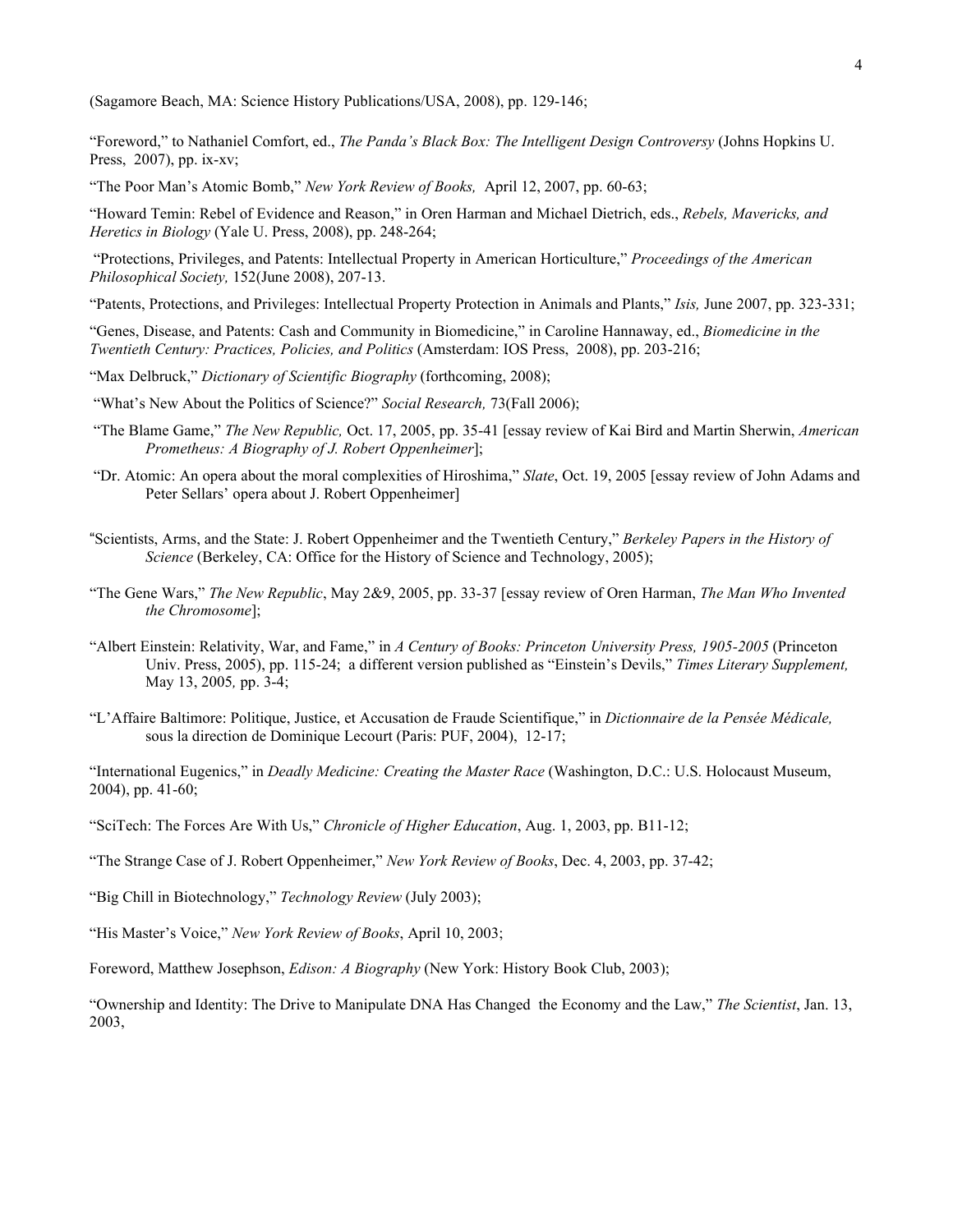(Sagamore Beach, MA: Science History Publications/USA, 2008), pp. 129-146;

"Foreword," to Nathaniel Comfort, ed., *The Panda's Black Box: The Intelligent Design Controversy* (Johns Hopkins U. Press, 2007), pp. ix-xv;

"The Poor Man's Atomic Bomb," *New York Review of Books,* April 12, 2007, pp. 60-63;

"Howard Temin: Rebel of Evidence and Reason," in Oren Harman and Michael Dietrich, eds., *Rebels, Mavericks, and Heretics in Biology* (Yale U. Press, 2008), pp. 248-264;

"Protections, Privileges, and Patents: Intellectual Property in American Horticulture," *Proceedings of the American Philosophical Society,* 152(June 2008), 207-13.

"Patents, Protections, and Privileges: Intellectual Property Protection in Animals and Plants," *Isis,* June 2007, pp. 323-331;

"Genes, Disease, and Patents: Cash and Community in Biomedicine," in Caroline Hannaway, ed., *Biomedicine in the Twentieth Century: Practices, Policies, and Politics* (Amsterdam: IOS Press, 2008), pp. 203-216;

"Max Delbruck," *Dictionary of Scientific Biography* (forthcoming, 2008);

"What's New About the Politics of Science?" *Social Research,* 73(Fall 2006);

"The Blame Game," *The New Republic,* Oct. 17, 2005, pp. 35-41 [essay review of Kai Bird and Martin Sherwin, *American Prometheus: A Biography of J. Robert Oppenheimer*];

"Dr. Atomic: An opera about the moral complexities of Hiroshima," *Slate*, Oct. 19, 2005 [essay review of John Adams and Peter Sellars' opera about J. Robert Oppenheimer]

"Scientists, Arms, and the State: J. Robert Oppenheimer and the Twentieth Century," *Berkeley Papers in the History of Science* (Berkeley, CA: Office for the History of Science and Technology, 2005);

"The Gene Wars," *The New Republic*, May 2&9, 2005, pp. 33-37 [essay review of Oren Harman, *The Man Who Invented the Chromosome*];

"Albert Einstein: Relativity, War, and Fame," in *A Century of Books: Princeton University Press, 1905-2005* (Princeton Univ. Press, 2005), pp. 115-24; a different version published as "Einstein's Devils," *Times Literary Supplement,* May 13, 2005*,* pp. 3-4;

"L'Affaire Baltimore: Politique, Justice, et Accusation de Fraude Scientifique," in *Dictionnaire de la Pensée Médicale,* sous la direction de Dominique Lecourt (Paris: PUF, 2004), 12-17;

"International Eugenics," in *Deadly Medicine: Creating the Master Race* (Washington, D.C.: U.S. Holocaust Museum, 2004), pp. 41-60;

"SciTech: The Forces Are With Us," *Chronicle of Higher Education*, Aug. 1, 2003, pp. B11-12;

"The Strange Case of J. Robert Oppenheimer," *New York Review of Books*, Dec. 4, 2003, pp. 37-42;

"Big Chill in Biotechnology," *Technology Review* (July 2003);

"His Master's Voice," *New York Review of Books*, April 10, 2003;

Foreword, Matthew Josephson, *Edison: A Biography* (New York: History Book Club, 2003);

"Ownership and Identity: The Drive to Manipulate DNA Has Changed the Economy and the Law," *The Scientist*, Jan. 13, 2003,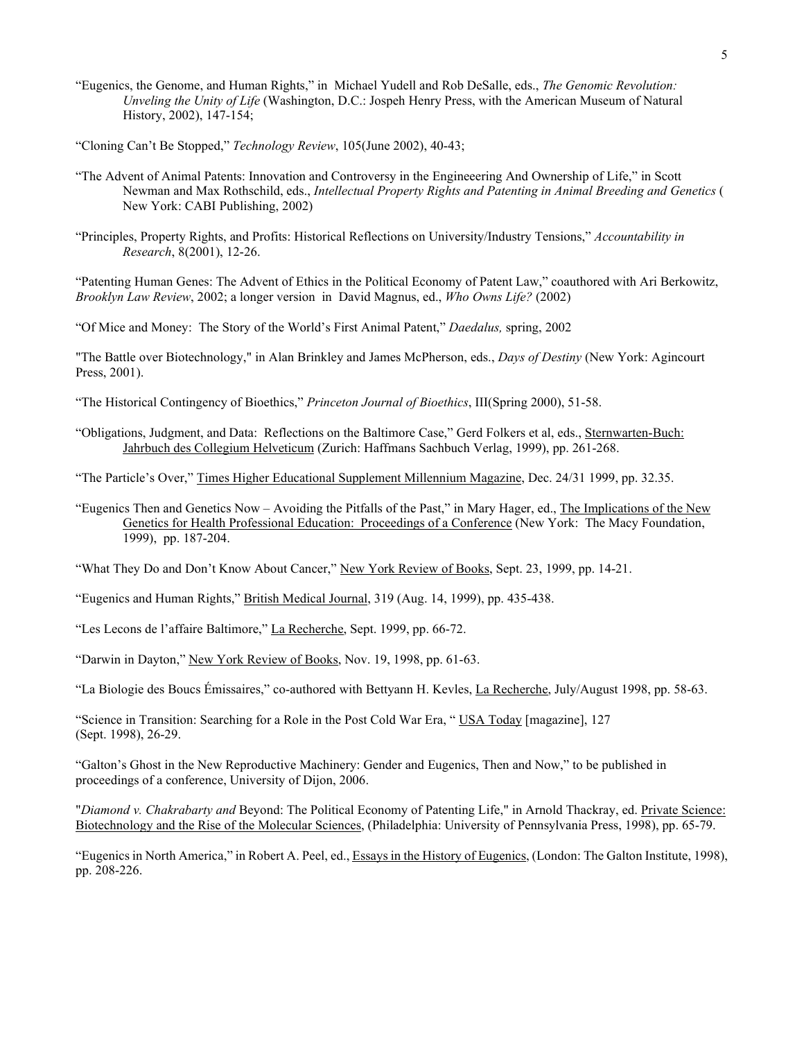"Eugenics, the Genome, and Human Rights," in Michael Yudell and Rob DeSalle, eds., *The Genomic Revolution: Unveling the Unity of Life* (Washington, D.C.: Jospeh Henry Press, with the American Museum of Natural History, 2002), 147-154;

"Cloning Can't Be Stopped," *Technology Review*, 105(June 2002), 40-43;

"The Advent of Animal Patents: Innovation and Controversy in the Engineeering And Ownership of Life," in Scott Newman and Max Rothschild, eds., *Intellectual Property Rights and Patenting in Animal Breeding and Genetics* ( New York: CABI Publishing, 2002)

"Principles, Property Rights, and Profits: Historical Reflections on University/Industry Tensions," *Accountability in Research*, 8(2001), 12-26.

"Patenting Human Genes: The Advent of Ethics in the Political Economy of Patent Law," coauthored with Ari Berkowitz, *Brooklyn Law Review*, 2002; a longer version in David Magnus, ed., *Who Owns Life?* (2002)

"Of Mice and Money: The Story of the World's First Animal Patent," *Daedalus,* spring, 2002

"The Battle over Biotechnology," in Alan Brinkley and James McPherson, eds., *Days of Destiny* (New York: Agincourt Press, 2001).

"The Historical Contingency of Bioethics," *Princeton Journal of Bioethics*, III(Spring 2000), 51-58.

"Obligations, Judgment, and Data: Reflections on the Baltimore Case," Gerd Folkers et al, eds., Sternwarten-Buch: Jahrbuch des Collegium Helveticum (Zurich: Haffmans Sachbuch Verlag, 1999), pp. 261-268.

"The Particle's Over," Times Higher Educational Supplement Millennium Magazine, Dec. 24/31 1999, pp. 32.35.

"Eugenics Then and Genetics Now – Avoiding the Pitfalls of the Past," in Mary Hager, ed., The Implications of the New Genetics for Health Professional Education: Proceedings of a Conference (New York: The Macy Foundation, 1999), pp. 187-204.

"What They Do and Don't Know About Cancer," New York Review of Books, Sept. 23, 1999, pp. 14-21.

"Eugenics and Human Rights," British Medical Journal, 319 (Aug. 14, 1999), pp. 435-438.

"Les Lecons de l'affaire Baltimore," La Recherche, Sept. 1999, pp. 66-72.

"Darwin in Dayton," New York Review of Books, Nov. 19, 1998, pp. 61-63.

"La Biologie des Boucs Émissaires," co-authored with Bettyann H. Kevles, La Recherche, July/August 1998, pp. 58-63.

"Science in Transition: Searching for a Role in the Post Cold War Era, " USA Today [magazine], 127 (Sept. 1998), 26-29.

"Galton's Ghost in the New Reproductive Machinery: Gender and Eugenics, Then and Now," to be published in proceedings of a conference, University of Dijon, 2006.

"*Diamond v. Chakrabarty and* Beyond: The Political Economy of Patenting Life," in Arnold Thackray, ed. Private Science: Biotechnology and the Rise of the Molecular Sciences, (Philadelphia: University of Pennsylvania Press, 1998), pp. 65-79.

"Eugenics in North America," in Robert A. Peel, ed., Essays in the History of Eugenics, (London: The Galton Institute, 1998), pp. 208-226.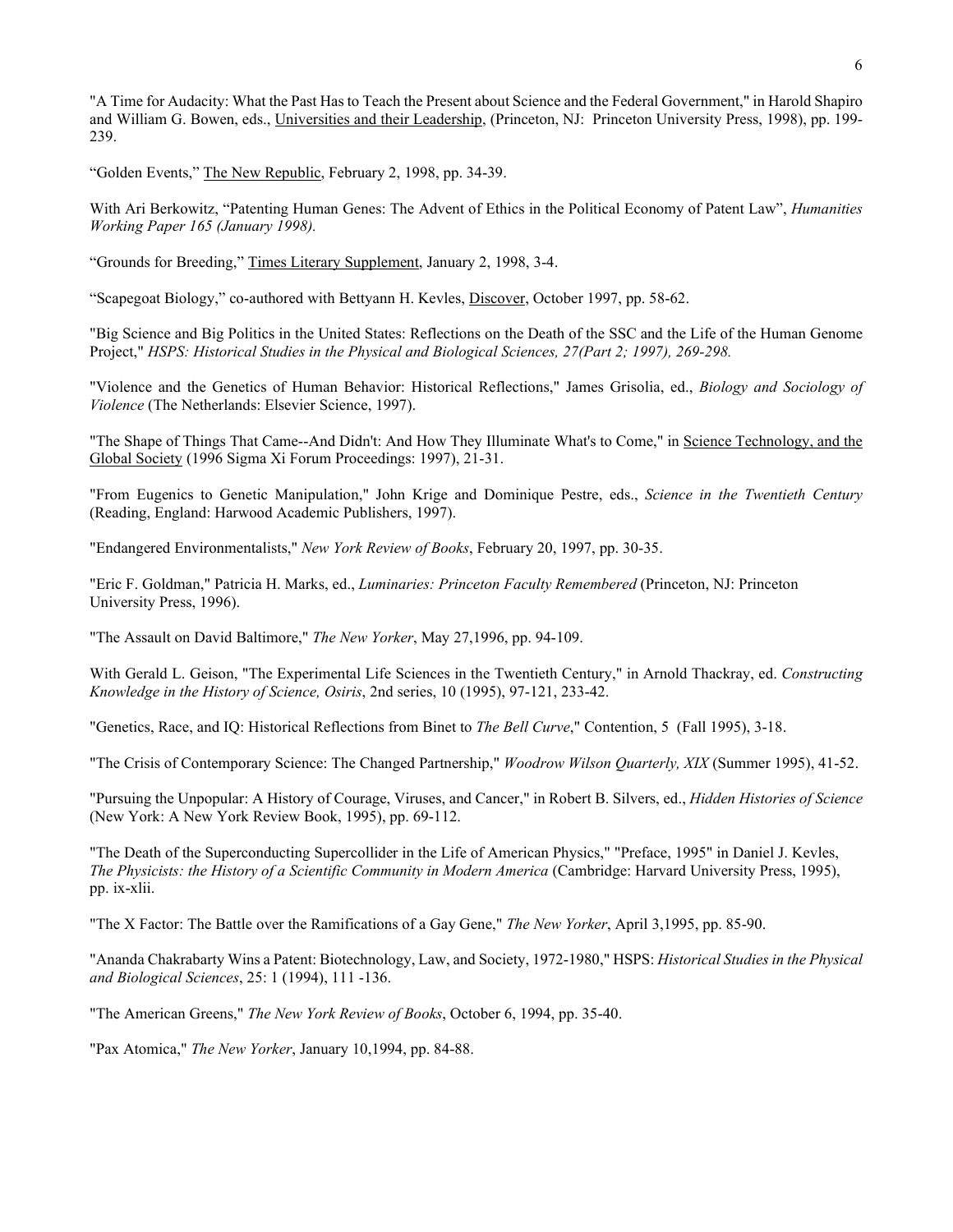"A Time for Audacity: What the Past Has to Teach the Present about Science and the Federal Government," in Harold Shapiro and William G. Bowen, eds., Universities and their Leadership, (Princeton, NJ: Princeton University Press, 1998), pp. 199-239.

"Golden Events," The New Republic, February 2, 1998, pp. 34-39.

With Ari Berkowitz, "Patenting Human Genes: The Advent of Ethics in the Political Economy of Patent Law", *Humanities Working Paper 165 (January 1998).*

"Grounds for Breeding," Times Literary Supplement, January 2, 1998, 3-4.

"Scapegoat Biology," co-authored with Bettyann H. Kevles, Discover, October 1997, pp. 58-62.

"Big Science and Big Politics in the United States: Reflections on the Death of the SSC and the Life of the Human Genome Project," *HSPS: Historical Studies in the Physical and Biological Sciences, 27(Part 2; 1997), 269-298.*

"Violence and the Genetics of Human Behavior: Historical Reflections," James Grisolia, ed., *Biology and Sociology of Violence* (The Netherlands: Elsevier Science, 1997).

"The Shape of Things That Came--And Didn't: And How They Illuminate What's to Come," in Science Technology, and the Global Society (1996 Sigma Xi Forum Proceedings: 1997), 21-31.

"From Eugenics to Genetic Manipulation," John Krige and Dominique Pestre, eds., *Science in the Twentieth Century* (Reading, England: Harwood Academic Publishers, 1997).

"Endangered Environmentalists," *New York Review of Books*, February 20, 1997, pp. 30-35.

"Eric F. Goldman," Patricia H. Marks, ed., *Luminaries: Princeton Faculty Remembered* (Princeton, NJ: Princeton University Press, 1996).

"The Assault on David Baltimore," *The New Yorker*, May 27,1996, pp. 94-109.

With Gerald L. Geison, "The Experimental Life Sciences in the Twentieth Century," in Arnold Thackray, ed. *Constructing Knowledge in the History of Science, Osiris*, 2nd series, 10 (1995), 97-121, 233-42.

"Genetics, Race, and IQ: Historical Reflections from Binet to *The Bell Curve*," Contention, 5 (Fall 1995), 3-18.

"The Crisis of Contemporary Science: The Changed Partnership," *Woodrow Wilson Quarterly, XIX* (Summer 1995), 41-52.

"Pursuing the Unpopular: A History of Courage, Viruses, and Cancer," in Robert B. Silvers, ed., *Hidden Histories of Science* (New York: A New York Review Book, 1995), pp. 69-112.

"The Death of the Superconducting Supercollider in the Life of American Physics," "Preface, 1995" in Daniel J. Kevles, *The Physicists: the History of a Scientific Community in Modern America* (Cambridge: Harvard University Press, 1995), pp. ix-xlii.

"The X Factor: The Battle over the Ramifications of a Gay Gene," *The New Yorker*, April 3,1995, pp. 85-90.

"Ananda Chakrabarty Wins a Patent: Biotechnology, Law, and Society, 1972-1980," HSPS: *Historical Studies in the Physical and Biological Sciences*, 25: 1 (1994), 111 -136.

"The American Greens," *The New York Review of Books*, October 6, 1994, pp. 35-40.

"Pax Atomica," *The New Yorker*, January 10,1994, pp. 84-88.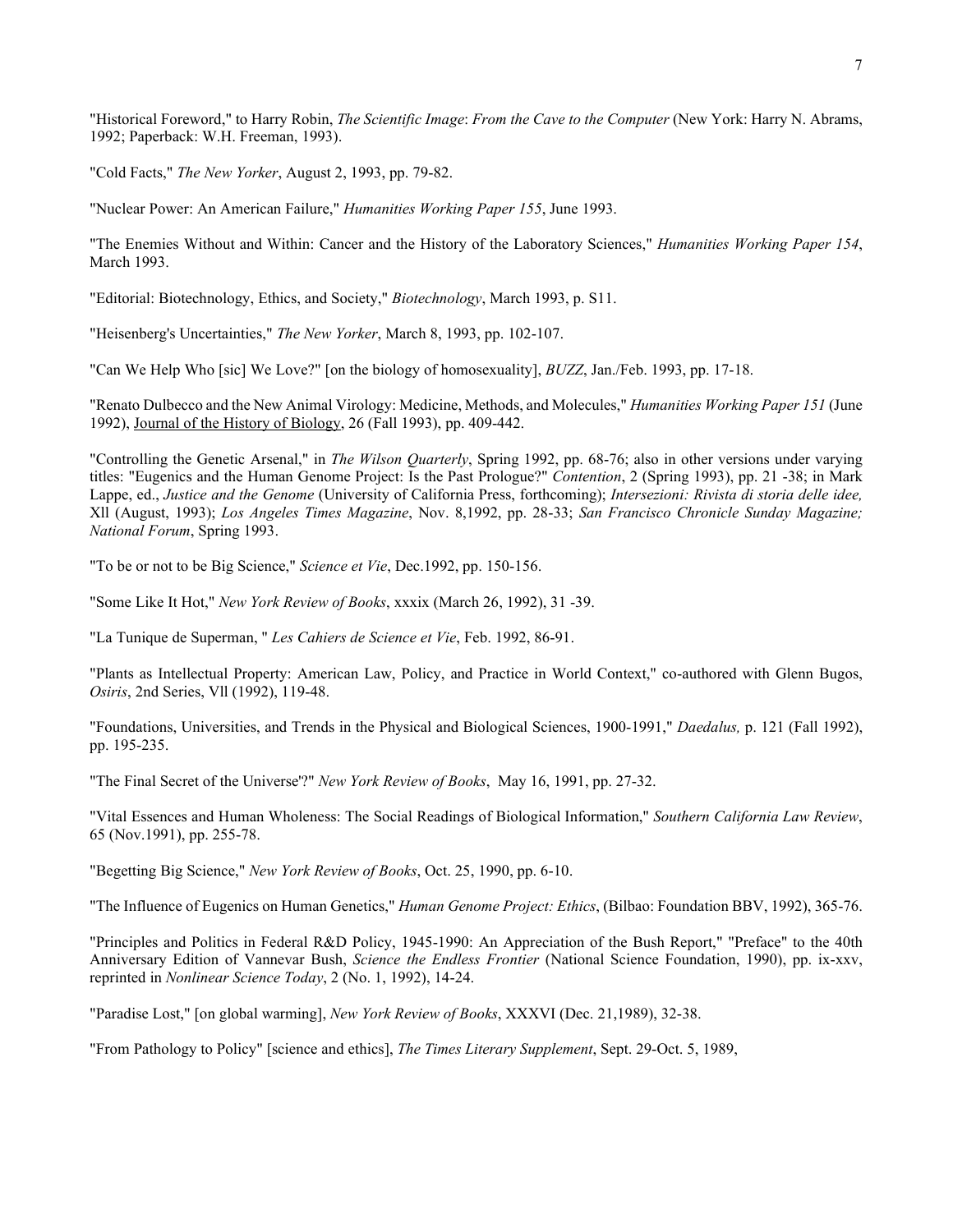"Historical Foreword," to Harry Robin, *The Scientific Image*: *From the Cave to the Computer* (New York: Harry N. Abrams, 1992; Paperback: W.H. Freeman, 1993).

"Cold Facts," *The New Yorker*, August 2, 1993, pp. 79-82.

"Nuclear Power: An American Failure," *Humanities Working Paper 155*, June 1993.

"The Enemies Without and Within: Cancer and the History of the Laboratory Sciences," *Humanities Working Paper 154*, March 1993.

"Editorial: Biotechnology, Ethics, and Society," *Biotechnology*, March 1993, p. S11.

"Heisenberg's Uncertainties," *The New Yorker*, March 8, 1993, pp. 102-107.

"Can We Help Who [sic] We Love?" [on the biology of homosexuality], *BUZZ*, Jan./Feb. 1993, pp. 17-18.

"Renato Dulbecco and the New Animal Virology: Medicine, Methods, and Molecules," *Humanities Working Paper 151* (June 1992), <u>Journal of the History of Biology</u>, 26 (Fall 1993), pp. 409-442.

"Controlling the Genetic Arsenal," in *The Wilson Quarterly*, Spring 1992, pp. 68-76; also in other versions under varying titles: "Eugenics and the Human Genome Project: Is the Past Prologue?" *Contention*, 2 (Spring 1993), pp. 21 -38; in Mark Lappe, ed., *Justice and the Genome* (University of California Press, forthcoming); *Intersezioni: Rivista di storia delle idee,* Xll (August, 1993); *Los Angeles Times Magazine*, Nov. 8,1992, pp. 28-33; *San Francisco Chronicle Sunday Magazine; National Forum*, Spring 1993.

"To be or not to be Big Science," *Science et Vie*, Dec.1992, pp. 150-156.

"Some Like It Hot," *New York Review of Books*, xxxix (March 26, 1992), 31 -39.

"La Tunique de Superman, " *Les Cahiers de Science et Vie*, Feb. 1992, 86-91.

"Plants as Intellectual Property: American Law, Policy, and Practice in World Context," co-authored with Glenn Bugos, *Osiris*, 2nd Series, Vll (1992), 119-48.

"Foundations, Universities, and Trends in the Physical and Biological Sciences, 1900-1991," *Daedalus,* p. 121 (Fall 1992), pp. 195-235.

"The Final Secret of the Universe'?" *New York Review of Books*, May 16, 1991, pp. 27-32.

"Vital Essences and Human Wholeness: The Social Readings of Biological Information," *Southern California Law Review*, 65 (Nov.1991), pp. 255-78.

"Begetting Big Science," *New York Review of Books*, Oct. 25, 1990, pp. 6-10.

"The Influence of Eugenics on Human Genetics," *Human Genome Project: Ethics*, (Bilbao: Foundation BBV, 1992), 365-76.

"Principles and Politics in Federal R&D Policy, 1945-1990: An Appreciation of the Bush Report," "Preface" to the 40th Anniversary Edition of Vannevar Bush, *Science the Endless Frontier* (National Science Foundation, 1990), pp. ix-xxv, reprinted in *Nonlinear Science Today*, 2 (No. 1, 1992), 14-24.

"Paradise Lost," [on global warming], *New York Review of Books*, XXXVI (Dec. 21,1989), 32-38.

"From Pathology to Policy" [science and ethics], *The Times Literary Supplement*, Sept. 29-Oct. 5, 1989,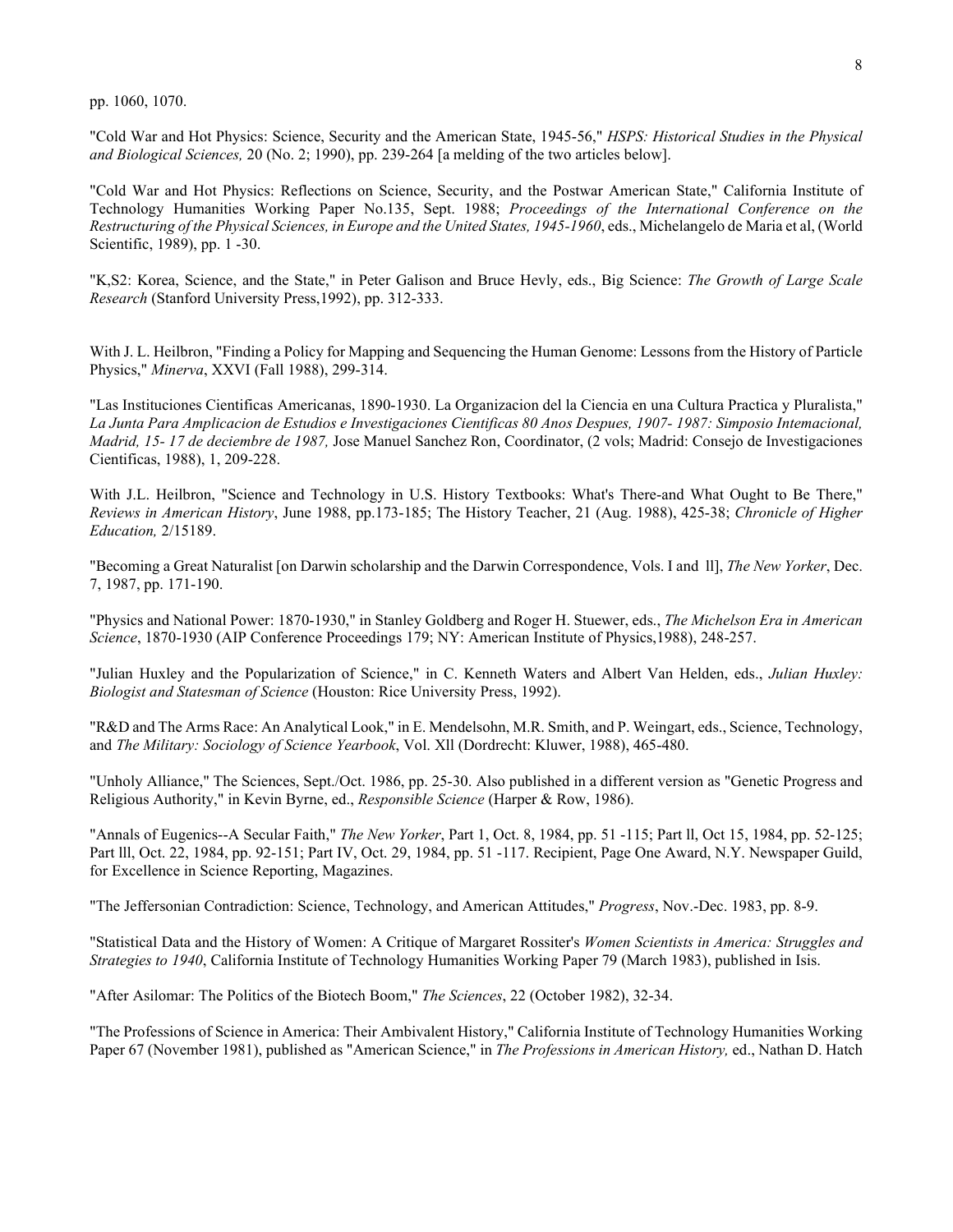pp. 1060, 1070.

"Cold War and Hot Physics: Science, Security and the American State, 1945-56," *HSPS: Historical Studies in the Physical and Biological Sciences,* 20 (No. 2; 1990), pp. 239-264 [a melding of the two articles below].

"Cold War and Hot Physics: Reflections on Science, Security, and the Postwar American State," California Institute of Technology Humanities Working Paper No.135, Sept. 1988; *Proceedings of the International Conference on the Restructuring of the Physical Sciences, in Europe and the United States, 1945-1960*, eds., Michelangelo de Maria et al, (World Scientific, 1989), pp. 1 -30.

"K,S2: Korea, Science, and the State," in Peter Galison and Bruce Hevly, eds., Big Science: *The Growth of Large Scale Research* (Stanford University Press,1992), pp. 312-333.

With J. L. Heilbron, "Finding a Policy for Mapping and Sequencing the Human Genome: Lessons from the History of Particle Physics," *Minerva*, XXVI (Fall 1988), 299-314.

"Las Instituciones Cientificas Americanas, 1890-1930. La Organizacion del la Ciencia en una Cultura Practica y Pluralista," *La Junta Para Amplicacion de Estudios e Investigaciones Cientificas 80 Anos Despues, 1907- 1987: Simposio Intemacional, Madrid, 15- 17 de deciembre de 1987,* Jose Manuel Sanchez Ron, Coordinator, (2 vols; Madrid: Consejo de Investigaciones Cientificas, 1988), 1, 209-228.

With J.L. Heilbron, "Science and Technology in U.S. History Textbooks: What's There-and What Ought to Be There," *Reviews in American History*, June 1988, pp.173-185; The History Teacher, 21 (Aug. 1988), 425-38; *Chronicle of Higher Education,* 2/15189.

"Becoming a Great Naturalist [on Darwin scholarship and the Darwin Correspondence, Vols. I and ll], *The New Yorker*, Dec. 7, 1987, pp. 171-190.

"Physics and National Power: 1870-1930," in Stanley Goldberg and Roger H. Stuewer, eds., *The Michelson Era in American Science*, 1870-1930 (AIP Conference Proceedings 179; NY: American Institute of Physics,1988), 248-257.

"Julian Huxley and the Popularization of Science," in C. Kenneth Waters and Albert Van Helden, eds., *Julian Huxley: Biologist and Statesman of Science* (Houston: Rice University Press, 1992).

"R&D and The Arms Race: An Analytical Look," in E. Mendelsohn, M.R. Smith, and P. Weingart, eds., Science, Technology, and *The Military: Sociology of Science Yearbook*, Vol. Xll (Dordrecht: Kluwer, 1988), 465-480.

"Unholy Alliance," The Sciences, Sept./Oct. 1986, pp. 25-30. Also published in a different version as "Genetic Progress and Religious Authority," in Kevin Byrne, ed., *Responsible Science* (Harper & Row, 1986).

"Annals of Eugenics--A Secular Faith," *The New Yorker*, Part 1, Oct. 8, 1984, pp. 51 -115; Part ll, Oct 15, 1984, pp. 52-125; Part lll, Oct. 22, 1984, pp. 92-151; Part IV, Oct. 29, 1984, pp. 51 -117. Recipient, Page One Award, N.Y. Newspaper Guild, for Excellence in Science Reporting, Magazines.

"The Jeffersonian Contradiction: Science, Technology, and American Attitudes," *Progress*, Nov.-Dec. 1983, pp. 8-9.

"Statistical Data and the History of Women: A Critique of Margaret Rossiter's *Women Scientists in America: Struggles and Strategies to 1940*, California Institute of Technology Humanities Working Paper 79 (March 1983), published in Isis.

"After Asilomar: The Politics of the Biotech Boom," *The Sciences*, 22 (October 1982), 32-34.

"The Professions of Science in America: Their Ambivalent History," California Institute of Technology Humanities Working Paper 67 (November 1981), published as "American Science," in *The Professions in American History,* ed., Nathan D. Hatch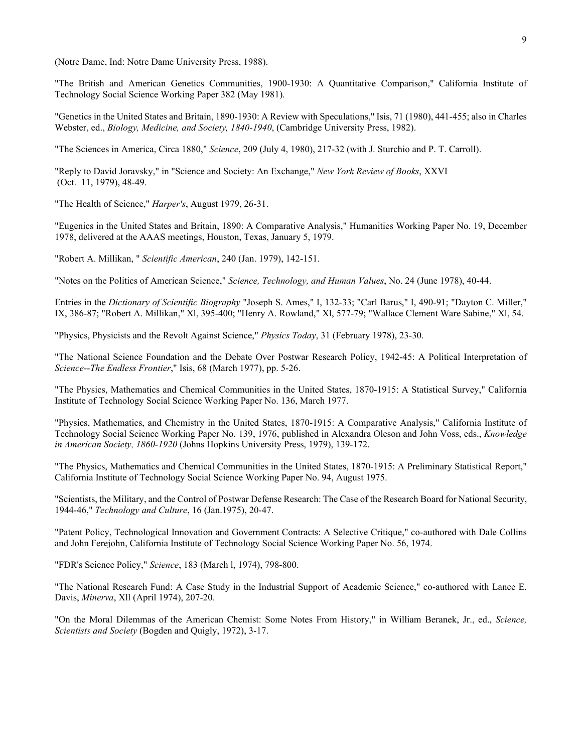(Notre Dame, Ind: Notre Dame University Press, 1988).

"The British and American Genetics Communities, 1900-1930: A Quantitative Comparison," California Institute of Technology Social Science Working Paper 382 (May 1981).

"Genetics in the United States and Britain, 1890-1930: A Review with Speculations," Isis, 71 (1980), 441-455; also in Charles Webster, ed., *Biology, Medicine, and Society, 1840-1940*, (Cambridge University Press, 1982).

"The Sciences in America, Circa 1880," *Science*, 209 (July 4, 1980), 217-32 (with J. Sturchio and P. T. Carroll).

"Reply to David Joravsky," in "Science and Society: An Exchange," *New York Review of Books*, XXVI (Oct. 11, 1979), 48-49.

"The Health of Science," *Harper's*, August 1979, 26-31.

"Eugenics in the United States and Britain, 1890: A Comparative Analysis," Humanities Working Paper No. 19, December 1978, delivered at the AAAS meetings, Houston, Texas, January 5, 1979.

"Robert A. Millikan, " *Scientific American*, 240 (Jan. 1979), 142-151.

"Notes on the Politics of American Science," *Science, Technology, and Human Values*, No. 24 (June 1978), 40-44.

Entries in the *Dictionary of Scientific Biography* "Joseph S. Ames," I, 132-33; "Carl Barus," I, 490-91; "Dayton C. Miller," IX, 386-87; "Robert A. Millikan," Xl, 395-400; "Henry A. Rowland," Xl, 577-79; "Wallace Clement Ware Sabine," Xl, 54.

"Physics, Physicists and the Revolt Against Science," *Physics Today*, 31 (February 1978), 23-30.

"The National Science Foundation and the Debate Over Postwar Research Policy, 1942-45: A Political Interpretation of *Science--The Endless Frontier*," Isis, 68 (March 1977), pp. 5-26.

"The Physics, Mathematics and Chemical Communities in the United States, 1870-1915: A Statistical Survey," California Institute of Technology Social Science Working Paper No. 136, March 1977.

"Physics, Mathematics, and Chemistry in the United States, 1870-1915: A Comparative Analysis," California Institute of Technology Social Science Working Paper No. 139, 1976, published in Alexandra Oleson and John Voss, eds., *Knowledge in American Society, 1860-1920* (Johns Hopkins University Press, 1979), 139-172.

"The Physics, Mathematics and Chemical Communities in the United States, 1870-1915: A Preliminary Statistical Report," California Institute of Technology Social Science Working Paper No. 94, August 1975.

"Scientists, the Military, and the Control of Postwar Defense Research: The Case of the Research Board for National Security, 1944-46," *Technology and Culture*, 16 (Jan.1975), 20-47.

"Patent Policy, Technological Innovation and Government Contracts: A Selective Critique," co-authored with Dale Collins and John Ferejohn, California Institute of Technology Social Science Working Paper No. 56, 1974.

"FDR's Science Policy," *Science*, 183 (March l, 1974), 798-800.

"The National Research Fund: A Case Study in the Industrial Support of Academic Science," co-authored with Lance E. Davis, *Minerva*, Xll (April 1974), 207-20.

"On the Moral Dilemmas of the American Chemist: Some Notes From History," in William Beranek, Jr., ed., *Science, Scientists and Society* (Bogden and Quigly, 1972), 3-17.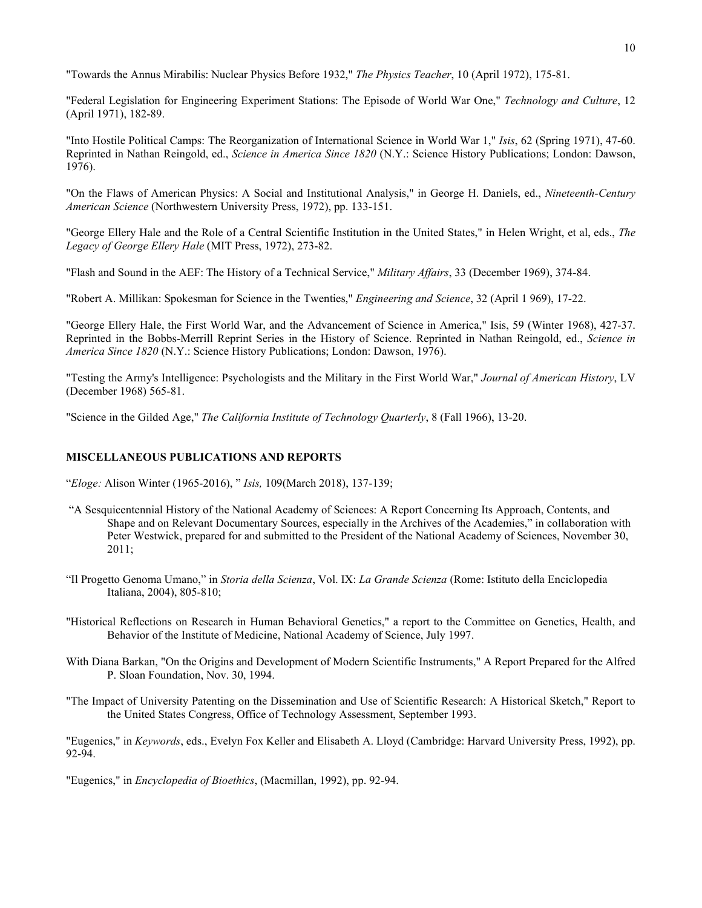"Towards the Annus Mirabilis: Nuclear Physics Before 1932," *The Physics Teacher*, 10 (April 1972), 175-81.

"Federal Legislation for Engineering Experiment Stations: The Episode of World War One," *Technology and Culture*, 12 (April 1971), 182-89.

"Into Hostile Political Camps: The Reorganization of International Science in World War 1," *Isis*, 62 (Spring 1971), 47-60. Reprinted in Nathan Reingold, ed., *Science in America Since 1820* (N.Y.: Science History Publications; London: Dawson, 1976).

"On the Flaws of American Physics: A Social and Institutional Analysis," in George H. Daniels, ed., *Nineteenth-Century American Science* (Northwestern University Press, 1972), pp. 133-151.

"George Ellery Hale and the Role of a Central Scientific Institution in the United States," in Helen Wright, et al, eds., *The Legacy of George Ellery Hale* (MIT Press, 1972), 273-82.

"Flash and Sound in the AEF: The History of a Technical Service," *Military Affairs*, 33 (December 1969), 374-84.

"Robert A. Millikan: Spokesman for Science in the Twenties," *Engineering and Science*, 32 (April 1 969), 17-22.

"George Ellery Hale, the First World War, and the Advancement of Science in America," Isis, 59 (Winter 1968), 427-37. Reprinted in the Bobbs-Merrill Reprint Series in the History of Science. Reprinted in Nathan Reingold, ed., *Science in America Since 1820* (N.Y.: Science History Publications; London: Dawson, 1976).

"Testing the Army's Intelligence: Psychologists and the Military in the First World War," *Journal of American History*, LV (December 1968) 565-81.

"Science in the Gilded Age," *The California Institute of Technology Quarterly*, 8 (Fall 1966), 13-20.

**MISCELLANEOUS PUBLICATIONS AND REPORTS**

"*Eloge:* Alison Winter (1965-2016), " *Isis,* 109(March 2018), 137-139;

"A Sesquicentennial History of the National Academy of Sciences: A Report Concerning Its Approach, Contents, and Shape and on Relevant Documentary Sources, especially in the Archives of the Academies," in collaboration with Peter Westwick, prepared for and submitted to the President of the National Academy of Sciences, November 30, 2011;

"Il Progetto Genoma Umano," in *Storia della Scienza*, Vol. IX: *La Grande Scienza* (Rome: Istituto della Enciclopedia Italiana, 2004), 805-810;

"Historical Reflections on Research in Human Behavioral Genetics," a report to the Committee on Genetics, Health, and Behavior of the Institute of Medicine, National Academy of Science, July 1997.

With Diana Barkan, "On the Origins and Development of Modern Scientific Instruments," A Report Prepared for the Alfred P. Sloan Foundation, Nov. 30, 1994.

"The Impact of University Patenting on the Dissemination and Use of Scientific Research: A Historical Sketch," Report to the United States Congress, Office of Technology Assessment, September 1993.

"Eugenics," in *Keywords*, eds., Evelyn Fox Keller and Elisabeth A. Lloyd (Cambridge: Harvard University Press, 1992), pp. 92-94.

"Eugenics," in *Encyclopedia of Bioethics*, (Macmillan, 1992), pp. 92-94.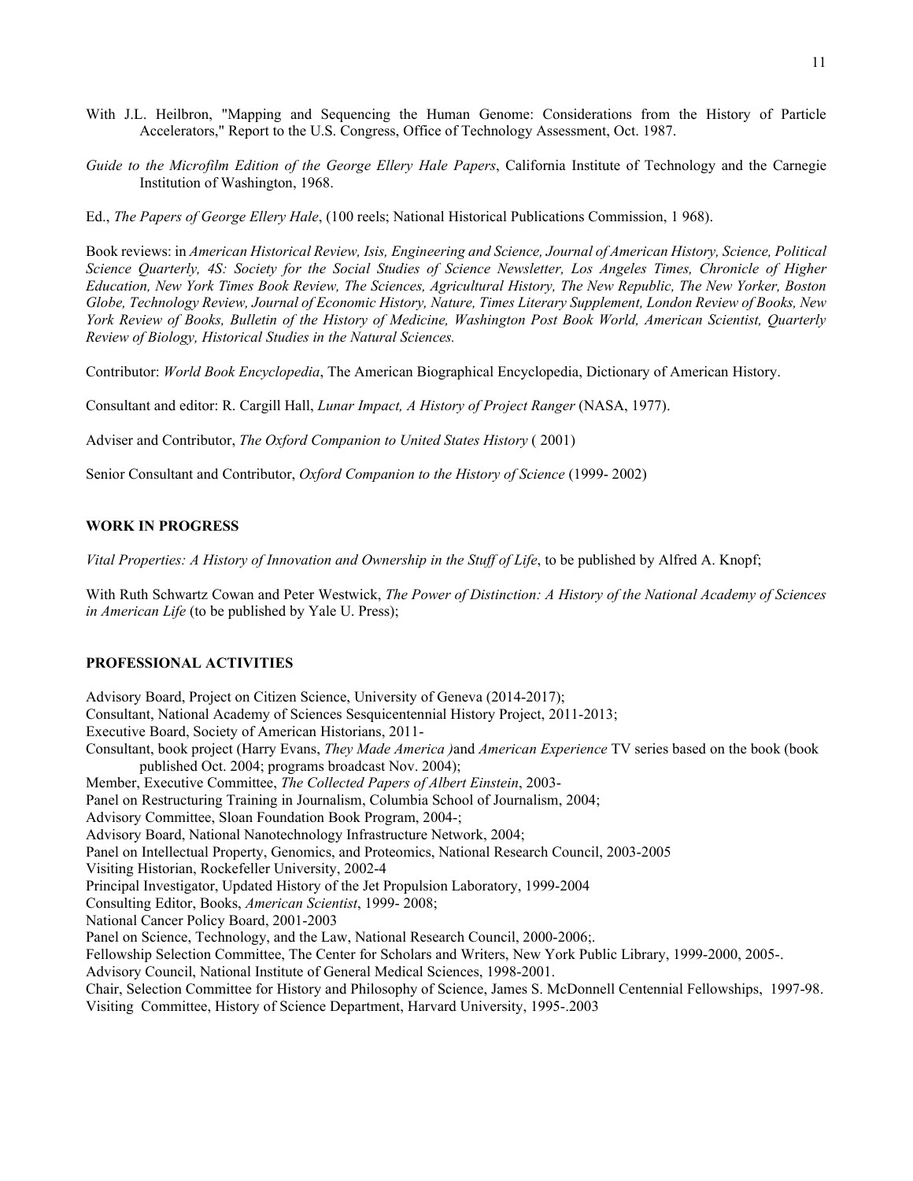With J.L. Heilbron, "Mapping and Sequencing the Human Genome: Considerations from the History of Particle Accelerators," Report to the U.S. Congress, Office of Technology Assessment, Oct. 1987.

*Guide to the Microfilm Edition of the George Ellery Hale Papers*, California Institute of Technology and the Carnegie Institution of Washington, 1968.

Ed., *The Papers of George Ellery Hale*, (100 reels; National Historical Publications Commission, 1 968).

Book reviews: in *American Historical Review, Isis, Engineering and Science, Journal of American History, Science, Political Science Quarterly, 4S: Society for the Social Studies of Science Newsletter, Los Angeles Times, Chronicle of Higher Education, New York Times Book Review, The Sciences, Agricultural History, The New Republic, The New Yorker, Boston Globe, Technology Review, Journal of Economic History, Nature, Times Literary Supplement, London Review of Books, New York Review of Books, Bulletin of the History of Medicine, Washington Post Book World, American Scientist, Quarterly Review of Biology, Historical Studies in the Natural Sciences.*

Contributor: *World Book Encyclopedia*, The American Biographical Encyclopedia, Dictionary of American History.

Consultant and editor: R. Cargill Hall, *Lunar Impact, A History of Project Ranger* (NASA, 1977).

Adviser and Contributor, *The Oxford Companion to United States History* ( 2001)

Senior Consultant and Contributor, *Oxford Companion to the History of Science* (1999- 2002)

## WORK IN PROGRESS

*Vital Properties: A History of Innovation and Ownership in the Stuff of Life*, to be published by Alfred A. Knopf;

With Ruth Schwartz Cowan and Peter Westwick, *The Power of Distinction: A History of the National Academy of Sciences in American Life* (to be published by Yale U. Press);

## PROFESSIONAL ACTIVITIES

Advisory Board, Project on Citizen Science, University of Geneva (2014-2017);
Consultant, National Academy of Sciences Sesquicentennial History Project, 2011-2013;
Executive Board, Society of American Historians, 2011-
Consultant, book project (Harry Evans, *They Made America* )and *American Experience* TV series based on the book (book published Oct. 2004; programs broadcast Nov. 2004);
Member, Executive Committee, *The Collected Papers of Albert Einstein*, 2003-
Panel on Restructuring Training in Journalism, Columbia School of Journalism, 2004;
Advisory Committee, Sloan Foundation Book Program, 2004-;
Advisory Board, National Nanotechnology Infrastructure Network, 2004;
Panel on Intellectual Property, Genomics, and Proteomics, National Research Council, 2003-2005
Visiting Historian, Rockefeller University, 2002-4
Principal Investigator, Updated History of the Jet Propulsion Laboratory, 1999-2004
Consulting Editor, Books, *American Scientist*, 1999- 2008;
National Cancer Policy Board, 2001-2003
Panel on Science, Technology, and the Law, National Research Council, 2000-2006;.
Fellowship Selection Committee, The Center for Scholars and Writers, New York Public Library, 1999-2000, 2005-.
Advisory Council, National Institute of General Medical Sciences, 1998-2001.
Chair, Selection Committee for History and Philosophy of Science, James S. McDonnell Centennial Fellowships, 1997-98.
Visiting Committee, History of Science Department, Harvard University, 1995-.2003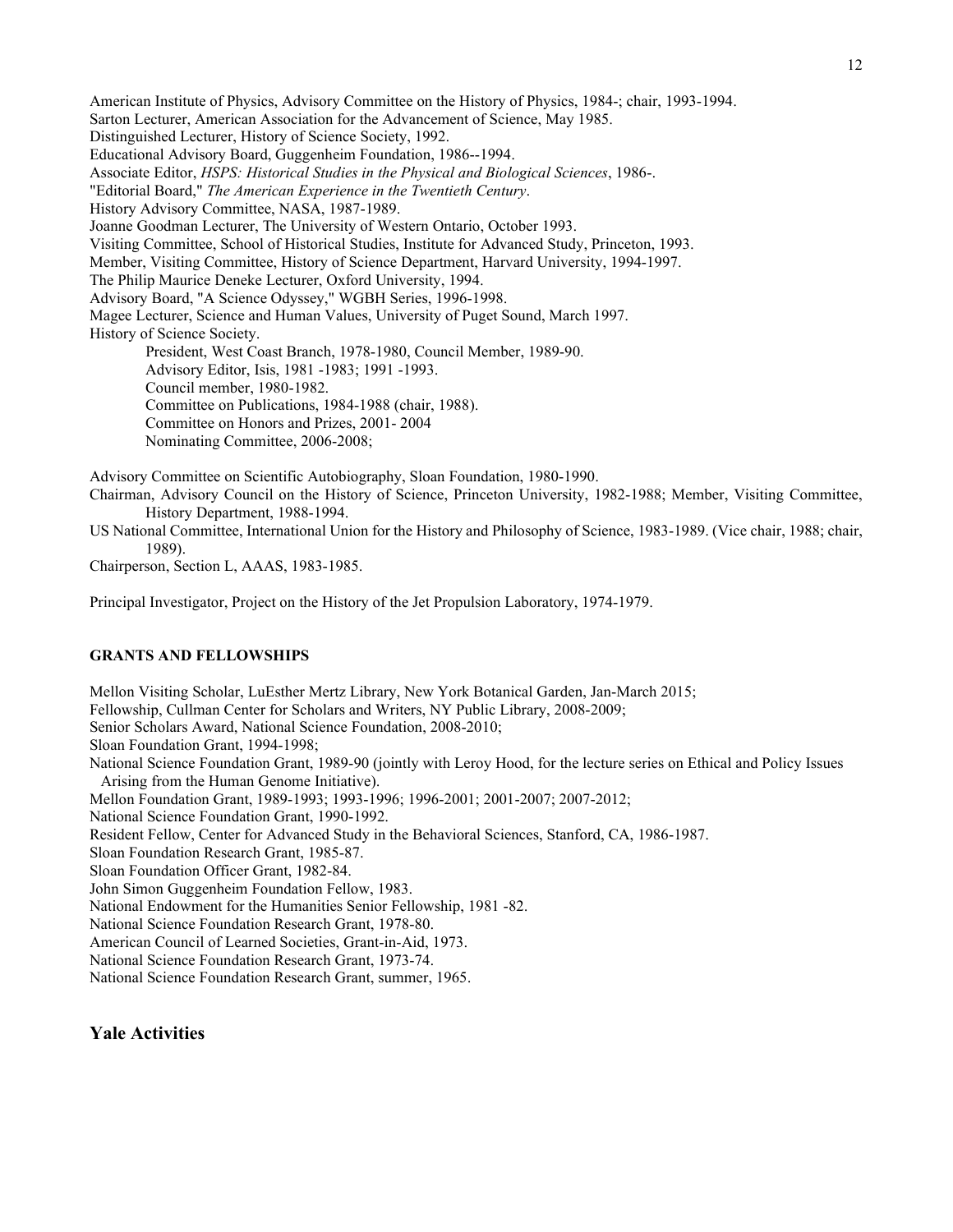American Institute of Physics, Advisory Committee on the History of Physics, 1984-; chair, 1993-1994.
Sarton Lecturer, American Association for the Advancement of Science, May 1985.
Distinguished Lecturer, History of Science Society, 1992.
Educational Advisory Board, Guggenheim Foundation, 1986--1994.
Associate Editor, *HSPS: Historical Studies in the Physical and Biological Sciences*, 1986-.
"Editorial Board," *The American Experience in the Twentieth Century*.
History Advisory Committee, NASA, 1987-1989.
Joanne Goodman Lecturer, The University of Western Ontario, October 1993.
Visiting Committee, School of Historical Studies, Institute for Advanced Study, Princeton, 1993.
Member, Visiting Committee, History of Science Department, Harvard University, 1994-1997.
The Philip Maurice Deneke Lecturer, Oxford University, 1994.
Advisory Board, "A Science Odyssey," WGBH Series, 1996-1998.
Magee Lecturer, Science and Human Values, University of Puget Sound, March 1997.
History of Science Society.

- President, West Coast Branch, 1978-1980, Council Member, 1989-90.
- Advisory Editor, Isis, 1981 -1983; 1991 -1993.
- Council member, 1980-1982.
- Committee on Publications, 1984-1988 (chair, 1988).
- Committee on Honors and Prizes, 2001- 2004
- Nominating Committee, 2006-2008;

Advisory Committee on Scientific Autobiography, Sloan Foundation, 1980-1990.
Chairman, Advisory Council on the History of Science, Princeton University, 1982-1988; Member, Visiting Committee, History Department, 1988-1994.
US National Committee, International Union for the History and Philosophy of Science, 1983-1989. (Vice chair, 1988; chair, 1989).
Chairperson, Section L, AAAS, 1983-1985.

Principal Investigator, Project on the History of the Jet Propulsion Laboratory, 1974-1979.

#### GRANTS AND FELLOWSHIPS

Mellon Visiting Scholar, LuEsther Mertz Library, New York Botanical Garden, Jan-March 2015;
Fellowship, Cullman Center for Scholars and Writers, NY Public Library, 2008-2009;
Senior Scholars Award, National Science Foundation, 2008-2010;
Sloan Foundation Grant, 1994-1998;
National Science Foundation Grant, 1989-90 (jointly with Leroy Hood, for the lecture series on Ethical and Policy Issues Arising from the Human Genome Initiative).
Mellon Foundation Grant, 1989-1993; 1993-1996; 1996-2001; 2001-2007; 2007-2012;
National Science Foundation Grant, 1990-1992.
Resident Fellow, Center for Advanced Study in the Behavioral Sciences, Stanford, CA, 1986-1987.
Sloan Foundation Research Grant, 1985-87.
Sloan Foundation Officer Grant, 1982-84.
John Simon Guggenheim Foundation Fellow, 1983.
National Endowment for the Humanities Senior Fellowship, 1981 -82.
National Science Foundation Research Grant, 1978-80.
American Council of Learned Societies, Grant-in-Aid, 1973.
National Science Foundation Research Grant, 1973-74.
National Science Foundation Research Grant, summer, 1965.

## Yale Activities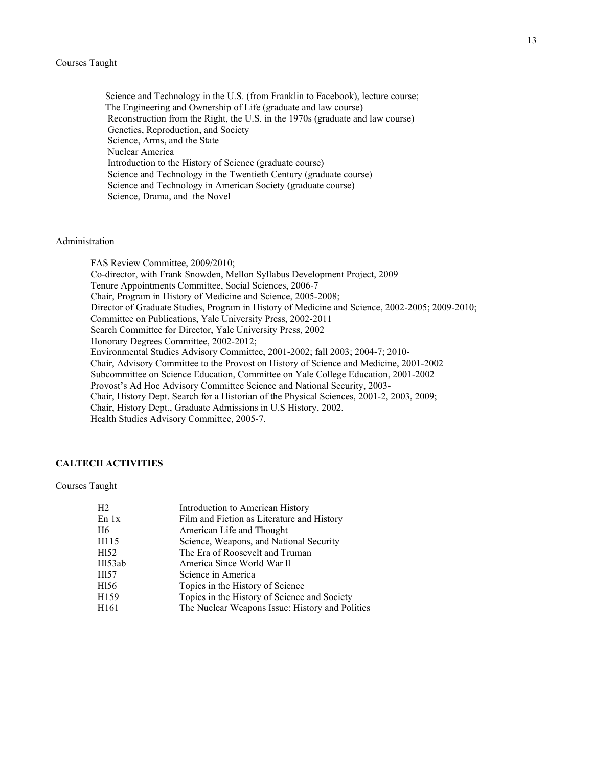Courses Taught

Science and Technology in the U.S. (from Franklin to Facebook), lecture course;
The Engineering and Ownership of Life (graduate and law course)
Reconstruction from the Right, the U.S. in the 1970s (graduate and law course)
Genetics, Reproduction, and Society
Science, Arms, and the State
Nuclear America
Introduction to the History of Science (graduate course)
Science and Technology in the Twentieth Century (graduate course)
Science and Technology in American Society (graduate course)
Science, Drama, and the Novel

Administration

FAS Review Committee, 2009/2010;
Co-director, with Frank Snowden, Mellon Syllabus Development Project, 2009
Tenure Appointments Committee, Social Sciences, 2006-7
Chair, Program in History of Medicine and Science, 2005-2008;
Director of Graduate Studies, Program in History of Medicine and Science, 2002-2005; 2009-2010;
Committee on Publications, Yale University Press, 2002-2011
Search Committee for Director, Yale University Press, 2002
Honorary Degrees Committee, 2002-2012;
Environmental Studies Advisory Committee, 2001-2002; fall 2003; 2004-7; 2010-
Chair, Advisory Committee to the Provost on History of Science and Medicine, 2001-2002
Subcommittee on Science Education, Committee on Yale College Education, 2001-2002
Provost's Ad Hoc Advisory Committee Science and National Security, 2003-
Chair, History Dept. Search for a Historian of the Physical Sciences, 2001-2, 2003, 2009;
Chair, History Dept., Graduate Admissions in U.S History, 2002.
Health Studies Advisory Committee, 2005-7.

**CALTECH ACTIVITIES**

Courses Taught

| | |
|---|---|
| H2 | Introduction to American History |
| En 1x | Film and Fiction as Literature and History |
| H6 | American Life and Thought |
| H115 | Science, Weapons, and National Security |
| Hl52 | The Era of Roosevelt and Truman |
| Hl53ab | America Since World War ll |
| Hl57 | Science in America |
| Hl56 | Topics in the History of Science |
| H159 | Topics in the History of Science and Society |
| H161 | The Nuclear Weapons Issue: History and Politics |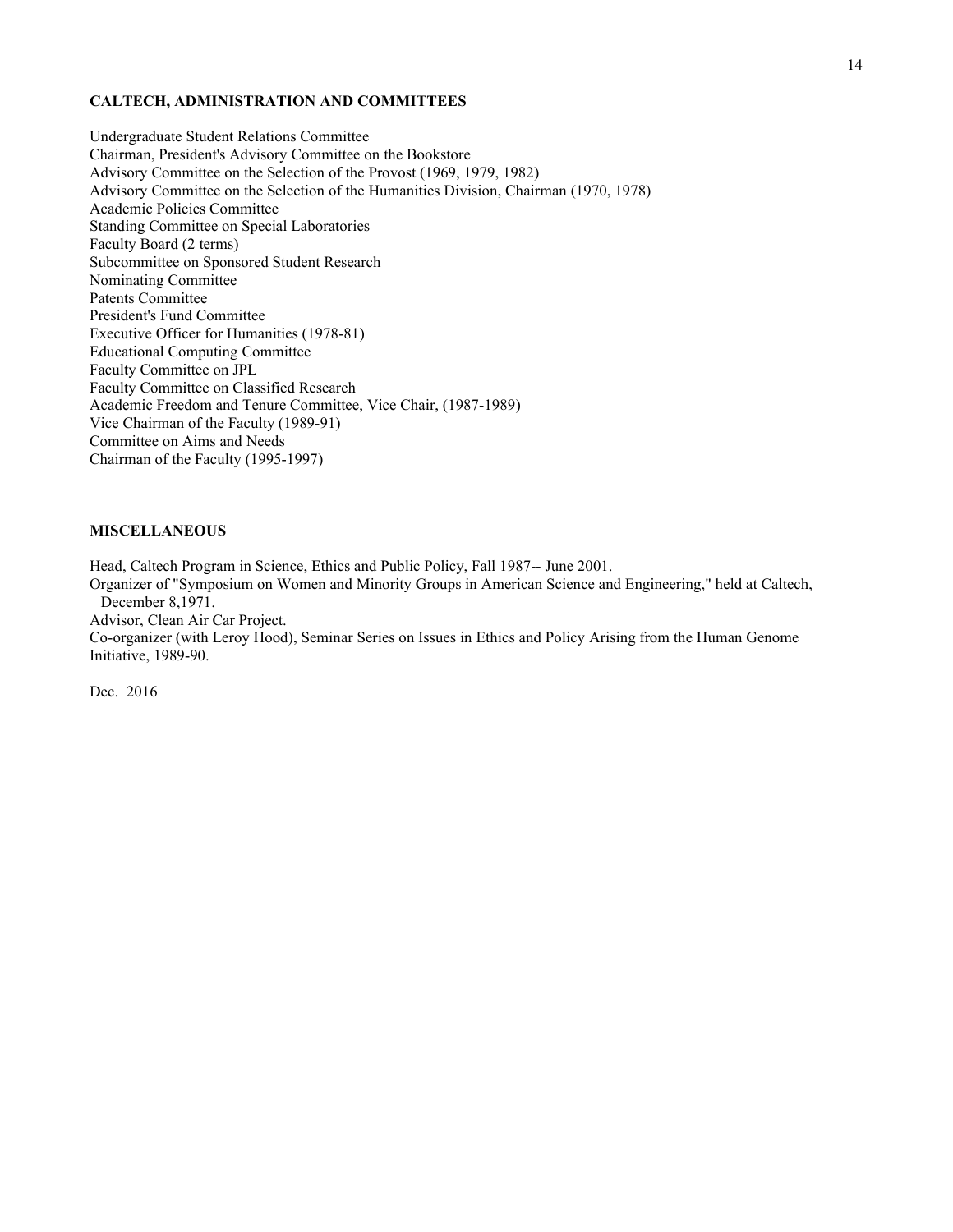**CALTECH, ADMINISTRATION AND COMMITTEES**

Undergraduate Student Relations Committee
Chairman, President's Advisory Committee on the Bookstore
Advisory Committee on the Selection of the Provost (1969, 1979, 1982)
Advisory Committee on the Selection of the Humanities Division, Chairman (1970, 1978)
Academic Policies Committee
Standing Committee on Special Laboratories
Faculty Board (2 terms)
Subcommittee on Sponsored Student Research
Nominating Committee
Patents Committee
President's Fund Committee
Executive Officer for Humanities (1978-81)
Educational Computing Committee
Faculty Committee on JPL
Faculty Committee on Classified Research
Academic Freedom and Tenure Committee, Vice Chair, (1987-1989)
Vice Chairman of the Faculty (1989-91)
Committee on Aims and Needs
Chairman of the Faculty (1995-1997)

**MISCELLANEOUS**

Head, Caltech Program in Science, Ethics and Public Policy, Fall 1987-- June 2001.
Organizer of "Symposium on Women and Minority Groups in American Science and Engineering," held at Caltech, December 8,1971.
Advisor, Clean Air Car Project.
Co-organizer (with Leroy Hood), Seminar Series on Issues in Ethics and Policy Arising from the Human Genome Initiative, 1989-90.

Dec. 2016